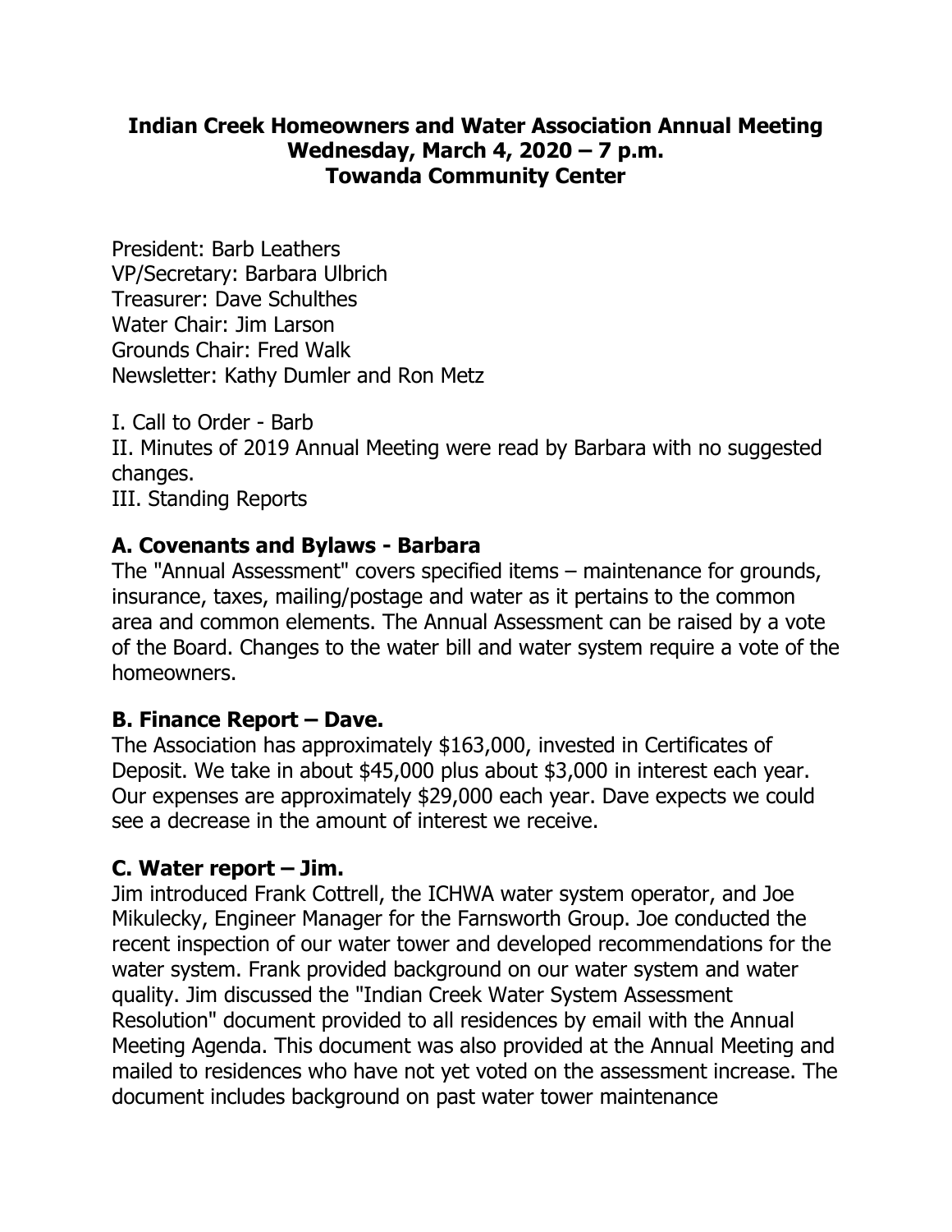# Indian Creek Homeowners and Water Association Annual Meeting
## Wednesday, March 4, 2020 – 7 p.m.
## Towanda Community Center

President: Barb Leathers
VP/Secretary: Barbara Ulbrich
Treasurer: Dave Schulthes
Water Chair: Jim Larson
Grounds Chair: Fred Walk
Newsletter: Kathy Dumler and Ron Metz

I. Call to Order - Barb
II. Minutes of 2019 Annual Meeting were read by Barbara with no suggested changes.
III. Standing Reports

### A. Covenants and Bylaws - Barbara

The "Annual Assessment" covers specified items – maintenance for grounds, insurance, taxes, mailing/postage and water as it pertains to the common area and common elements. The Annual Assessment can be raised by a vote of the Board. Changes to the water bill and water system require a vote of the homeowners.

### B. Finance Report – Dave.

The Association has approximately $163,000, invested in Certificates of Deposit. We take in about $45,000 plus about $3,000 in interest each year. Our expenses are approximately $29,000 each year. Dave expects we could see a decrease in the amount of interest we receive.

### C. Water report – Jim.

Jim introduced Frank Cottrell, the ICHWA water system operator, and Joe Mikulecky, Engineer Manager for the Farnsworth Group. Joe conducted the recent inspection of our water tower and developed recommendations for the water system. Frank provided background on our water system and water quality. Jim discussed the "Indian Creek Water System Assessment Resolution" document provided to all residences by email with the Annual Meeting Agenda. This document was also provided at the Annual Meeting and mailed to residences who have not yet voted on the assessment increase. The document includes background on past water tower maintenance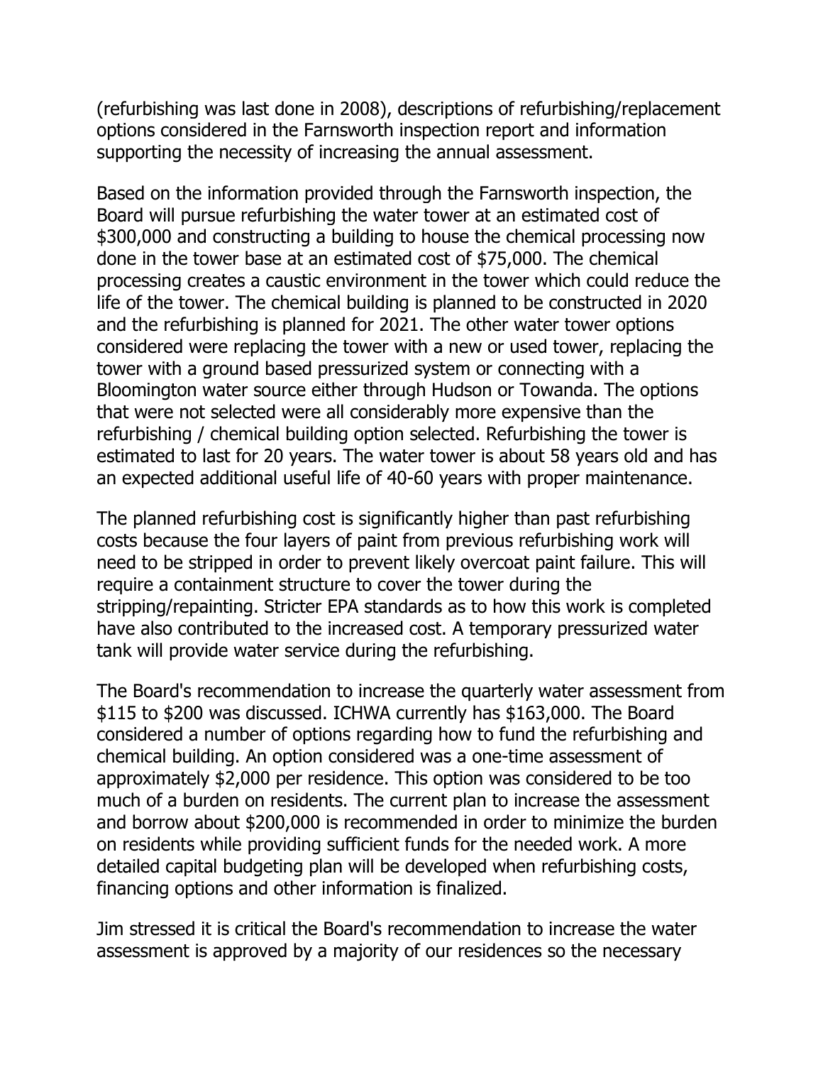(refurbishing was last done in 2008), descriptions of refurbishing/replacement options considered in the Farnsworth inspection report and information supporting the necessity of increasing the annual assessment.

Based on the information provided through the Farnsworth inspection, the Board will pursue refurbishing the water tower at an estimated cost of $300,000 and constructing a building to house the chemical processing now done in the tower base at an estimated cost of $75,000. The chemical processing creates a caustic environment in the tower which could reduce the life of the tower. The chemical building is planned to be constructed in 2020 and the refurbishing is planned for 2021. The other water tower options considered were replacing the tower with a new or used tower, replacing the tower with a ground based pressurized system or connecting with a Bloomington water source either through Hudson or Towanda. The options that were not selected were all considerably more expensive than the refurbishing / chemical building option selected. Refurbishing the tower is estimated to last for 20 years. The water tower is about 58 years old and has an expected additional useful life of 40-60 years with proper maintenance.

The planned refurbishing cost is significantly higher than past refurbishing costs because the four layers of paint from previous refurbishing work will need to be stripped in order to prevent likely overcoat paint failure. This will require a containment structure to cover the tower during the stripping/repainting. Stricter EPA standards as to how this work is completed have also contributed to the increased cost. A temporary pressurized water tank will provide water service during the refurbishing.

The Board's recommendation to increase the quarterly water assessment from $115 to $200 was discussed. ICHWA currently has $163,000. The Board considered a number of options regarding how to fund the refurbishing and chemical building. An option considered was a one-time assessment of approximately $2,000 per residence. This option was considered to be too much of a burden on residents. The current plan to increase the assessment and borrow about $200,000 is recommended in order to minimize the burden on residents while providing sufficient funds for the needed work. A more detailed capital budgeting plan will be developed when refurbishing costs, financing options and other information is finalized.

Jim stressed it is critical the Board's recommendation to increase the water assessment is approved by a majority of our residences so the necessary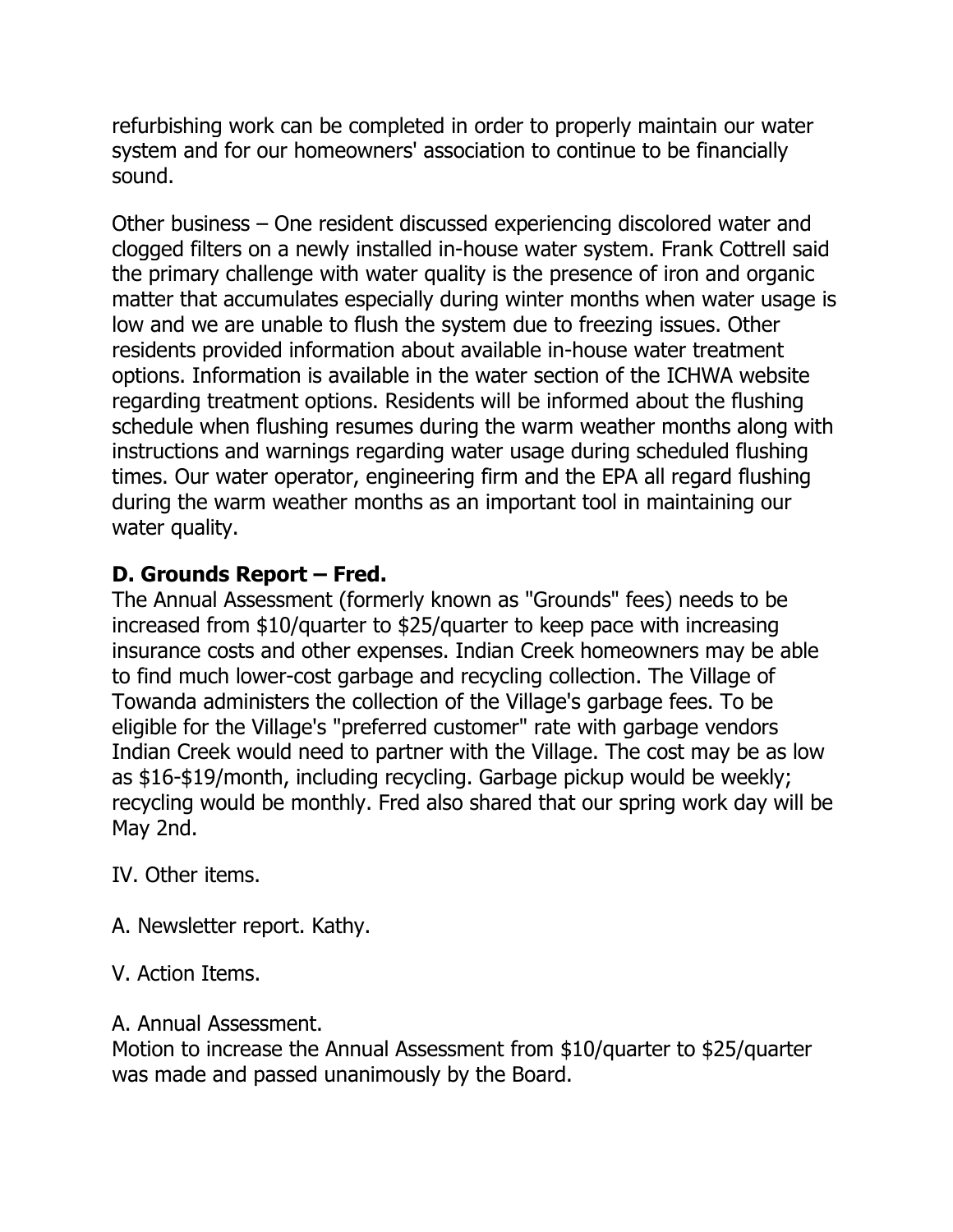refurbishing work can be completed in order to properly maintain our water system and for our homeowners' association to continue to be financially sound.

Other business – One resident discussed experiencing discolored water and clogged filters on a newly installed in-house water system. Frank Cottrell said the primary challenge with water quality is the presence of iron and organic matter that accumulates especially during winter months when water usage is low and we are unable to flush the system due to freezing issues. Other residents provided information about available in-house water treatment options. Information is available in the water section of the ICHWA website regarding treatment options. Residents will be informed about the flushing schedule when flushing resumes during the warm weather months along with instructions and warnings regarding water usage during scheduled flushing times. Our water operator, engineering firm and the EPA all regard flushing during the warm weather months as an important tool in maintaining our water quality.

**D. Grounds Report – Fred.**
The Annual Assessment (formerly known as "Grounds" fees) needs to be increased from $10/quarter to $25/quarter to keep pace with increasing insurance costs and other expenses. Indian Creek homeowners may be able to find much lower-cost garbage and recycling collection. The Village of Towanda administers the collection of the Village's garbage fees. To be eligible for the Village's "preferred customer" rate with garbage vendors Indian Creek would need to partner with the Village. The cost may be as low as $16-$19/month, including recycling. Garbage pickup would be weekly; recycling would be monthly. Fred also shared that our spring work day will be May 2nd.

IV. Other items.

A. Newsletter report. Kathy.

V. Action Items.

A. Annual Assessment.
Motion to increase the Annual Assessment from $10/quarter to $25/quarter was made and passed unanimously by the Board.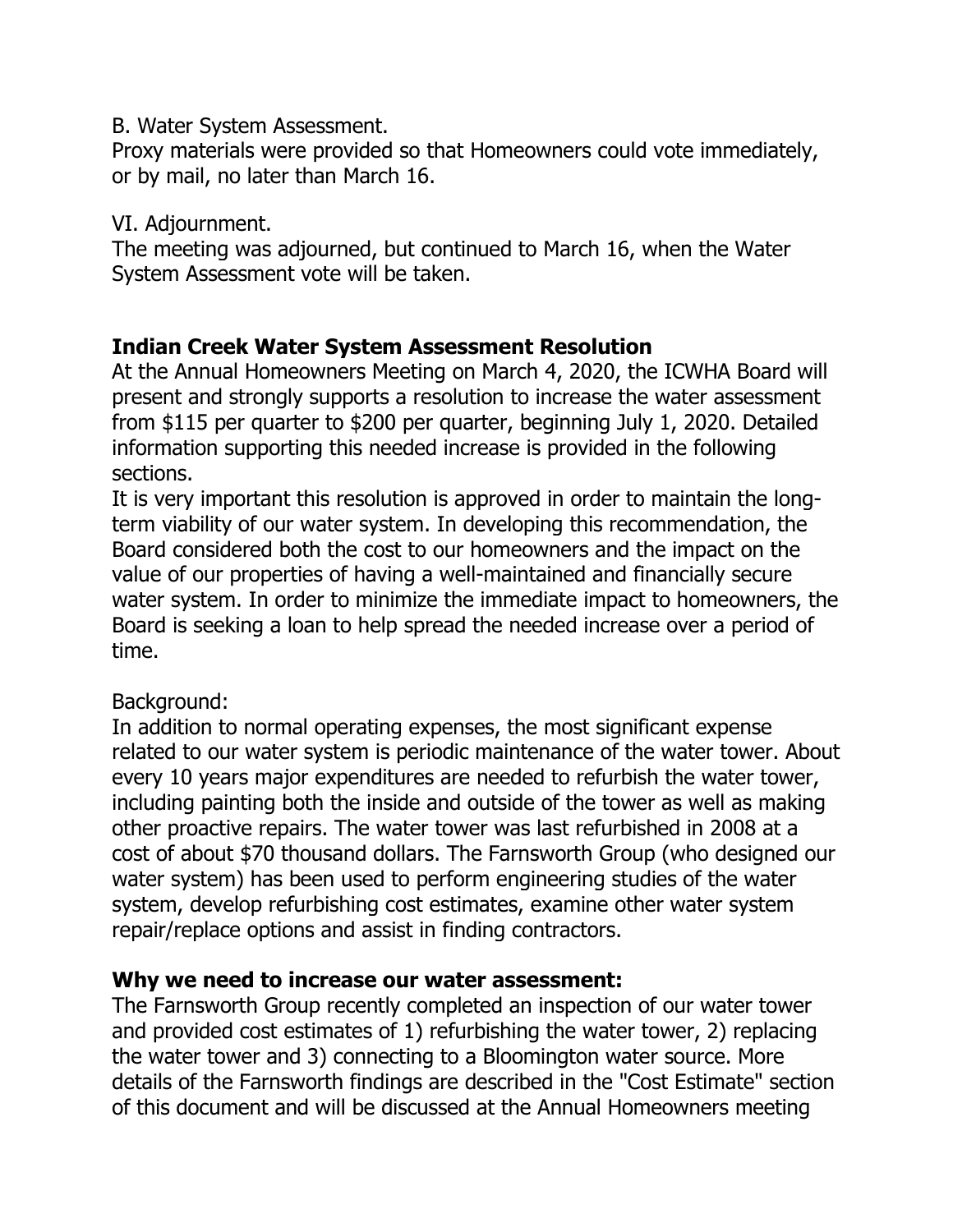B. Water System Assessment.
Proxy materials were provided so that Homeowners could vote immediately, or by mail, no later than March 16.

VI. Adjournment.
The meeting was adjourned, but continued to March 16, when the Water System Assessment vote will be taken.

**Indian Creek Water System Assessment Resolution**

At the Annual Homeowners Meeting on March 4, 2020, the ICWHA Board will present and strongly supports a resolution to increase the water assessment from $115 per quarter to $200 per quarter, beginning July 1, 2020. Detailed information supporting this needed increase is provided in the following sections.

It is very important this resolution is approved in order to maintain the long-term viability of our water system. In developing this recommendation, the Board considered both the cost to our homeowners and the impact on the value of our properties of having a well-maintained and financially secure water system. In order to minimize the immediate impact to homeowners, the Board is seeking a loan to help spread the needed increase over a period of time.

Background:

In addition to normal operating expenses, the most significant expense related to our water system is periodic maintenance of the water tower. About every 10 years major expenditures are needed to refurbish the water tower, including painting both the inside and outside of the tower as well as making other proactive repairs. The water tower was last refurbished in 2008 at a cost of about $70 thousand dollars. The Farnsworth Group (who designed our water system) has been used to perform engineering studies of the water system, develop refurbishing cost estimates, examine other water system repair/replace options and assist in finding contractors.

**Why we need to increase our water assessment:**

The Farnsworth Group recently completed an inspection of our water tower and provided cost estimates of 1) refurbishing the water tower, 2) replacing the water tower and 3) connecting to a Bloomington water source. More details of the Farnsworth findings are described in the "Cost Estimate" section of this document and will be discussed at the Annual Homeowners meeting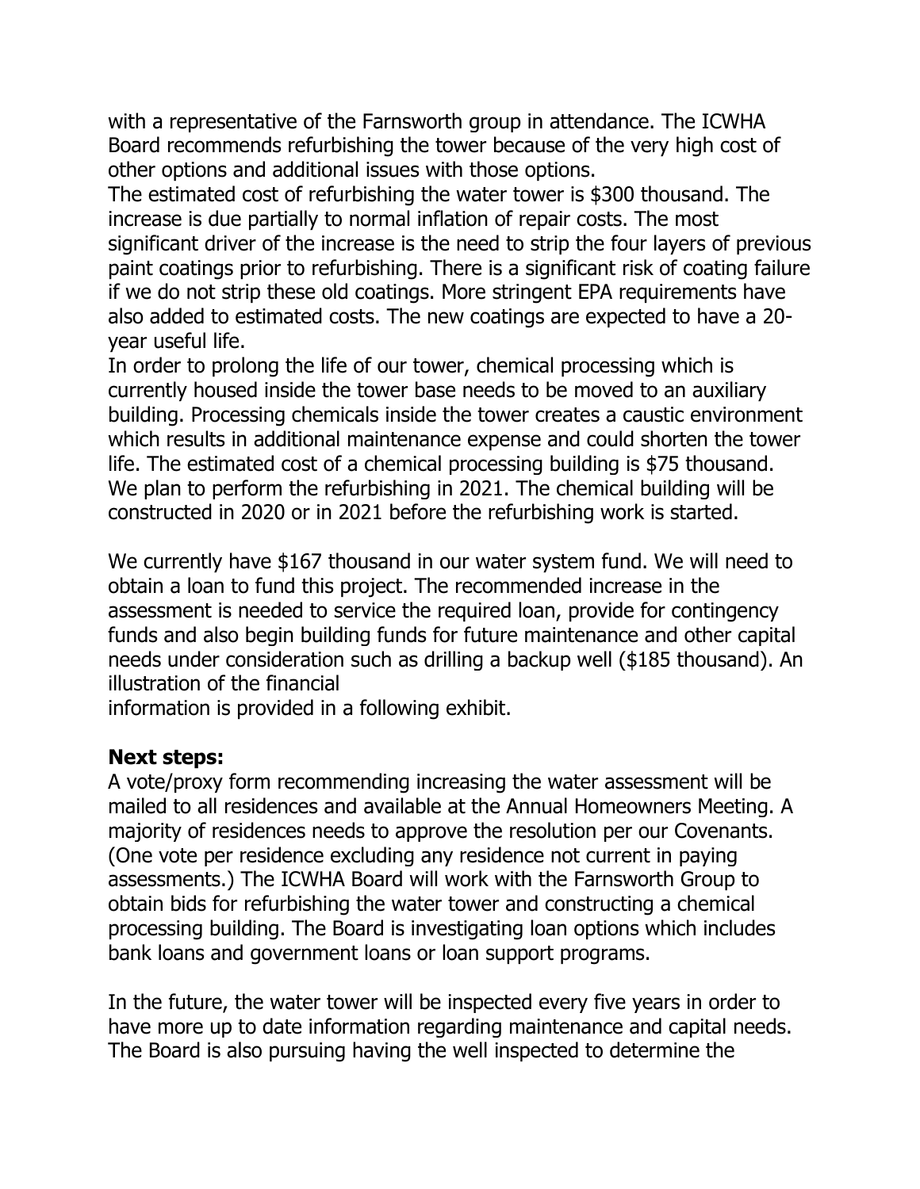with a representative of the Farnsworth group in attendance. The ICWHA Board recommends refurbishing the tower because of the very high cost of other options and additional issues with those options.

The estimated cost of refurbishing the water tower is $300 thousand. The increase is due partially to normal inflation of repair costs. The most significant driver of the increase is the need to strip the four layers of previous paint coatings prior to refurbishing. There is a significant risk of coating failure if we do not strip these old coatings. More stringent EPA requirements have also added to estimated costs. The new coatings are expected to have a 20-year useful life.

In order to prolong the life of our tower, chemical processing which is currently housed inside the tower base needs to be moved to an auxiliary building. Processing chemicals inside the tower creates a caustic environment which results in additional maintenance expense and could shorten the tower life. The estimated cost of a chemical processing building is $75 thousand. We plan to perform the refurbishing in 2021. The chemical building will be constructed in 2020 or in 2021 before the refurbishing work is started.

We currently have $167 thousand in our water system fund. We will need to obtain a loan to fund this project. The recommended increase in the assessment is needed to service the required loan, provide for contingency funds and also begin building funds for future maintenance and other capital needs under consideration such as drilling a backup well ($185 thousand). An illustration of the financial information is provided in a following exhibit.

**Next steps:**

A vote/proxy form recommending increasing the water assessment will be mailed to all residences and available at the Annual Homeowners Meeting. A majority of residences needs to approve the resolution per our Covenants. (One vote per residence excluding any residence not current in paying assessments.) The ICWHA Board will work with the Farnsworth Group to obtain bids for refurbishing the water tower and constructing a chemical processing building. The Board is investigating loan options which includes bank loans and government loans or loan support programs.

In the future, the water tower will be inspected every five years in order to have more up to date information regarding maintenance and capital needs. The Board is also pursuing having the well inspected to determine the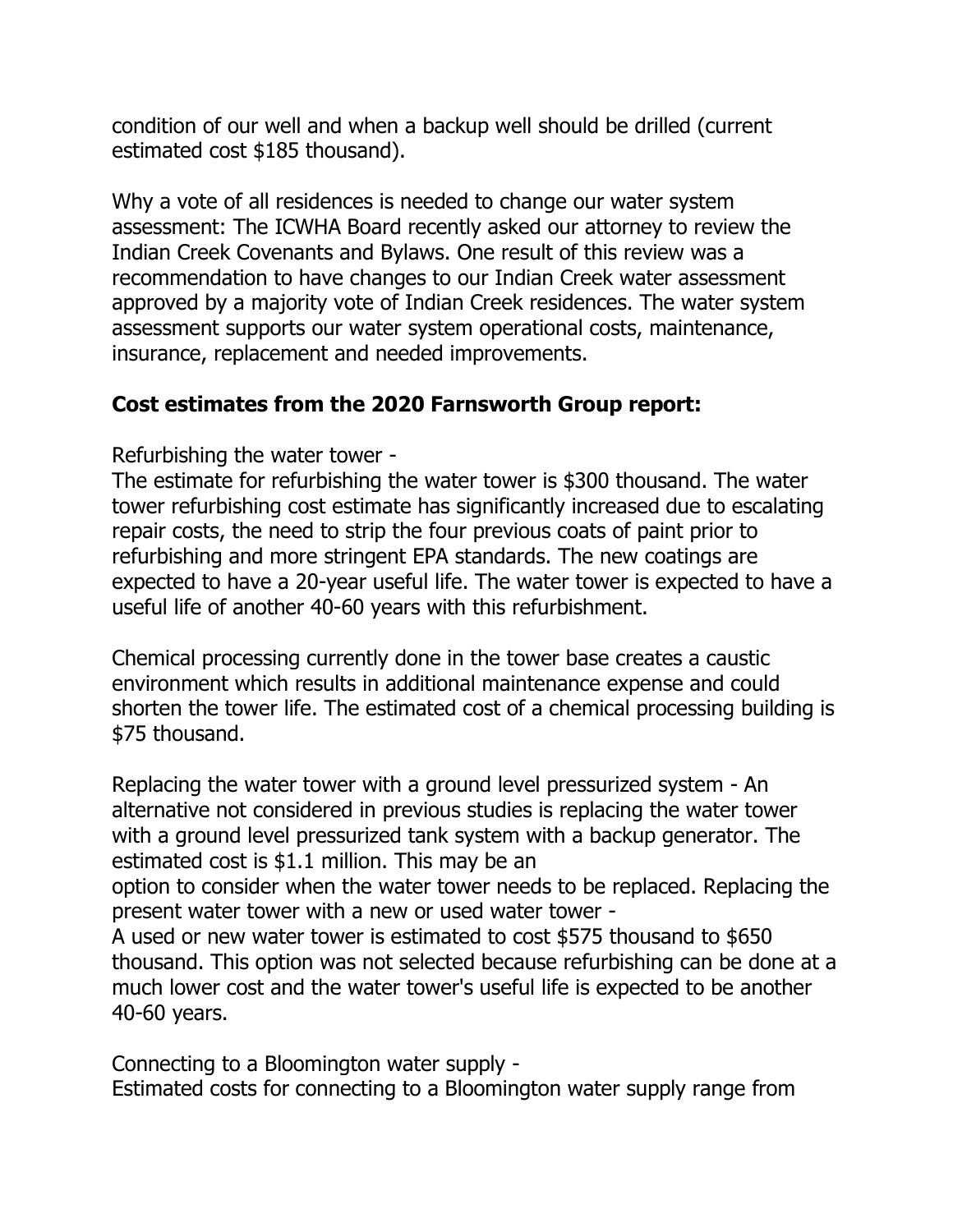condition of our well and when a backup well should be drilled (current estimated cost $185 thousand).

Why a vote of all residences is needed to change our water system assessment: The ICWHA Board recently asked our attorney to review the Indian Creek Covenants and Bylaws. One result of this review was a recommendation to have changes to our Indian Creek water assessment approved by a majority vote of Indian Creek residences. The water system assessment supports our water system operational costs, maintenance, insurance, replacement and needed improvements.

**Cost estimates from the 2020 Farnsworth Group report:**

Refurbishing the water tower -
The estimate for refurbishing the water tower is $300 thousand. The water tower refurbishing cost estimate has significantly increased due to escalating repair costs, the need to strip the four previous coats of paint prior to refurbishing and more stringent EPA standards. The new coatings are expected to have a 20-year useful life. The water tower is expected to have a useful life of another 40-60 years with this refurbishment.

Chemical processing currently done in the tower base creates a caustic environment which results in additional maintenance expense and could shorten the tower life. The estimated cost of a chemical processing building is $75 thousand.

Replacing the water tower with a ground level pressurized system - An alternative not considered in previous studies is replacing the water tower with a ground level pressurized tank system with a backup generator. The estimated cost is $1.1 million. This may be an
option to consider when the water tower needs to be replaced. Replacing the present water tower with a new or used water tower -
A used or new water tower is estimated to cost $575 thousand to $650 thousand. This option was not selected because refurbishing can be done at a much lower cost and the water tower's useful life is expected to be another 40-60 years.

Connecting to a Bloomington water supply -
Estimated costs for connecting to a Bloomington water supply range from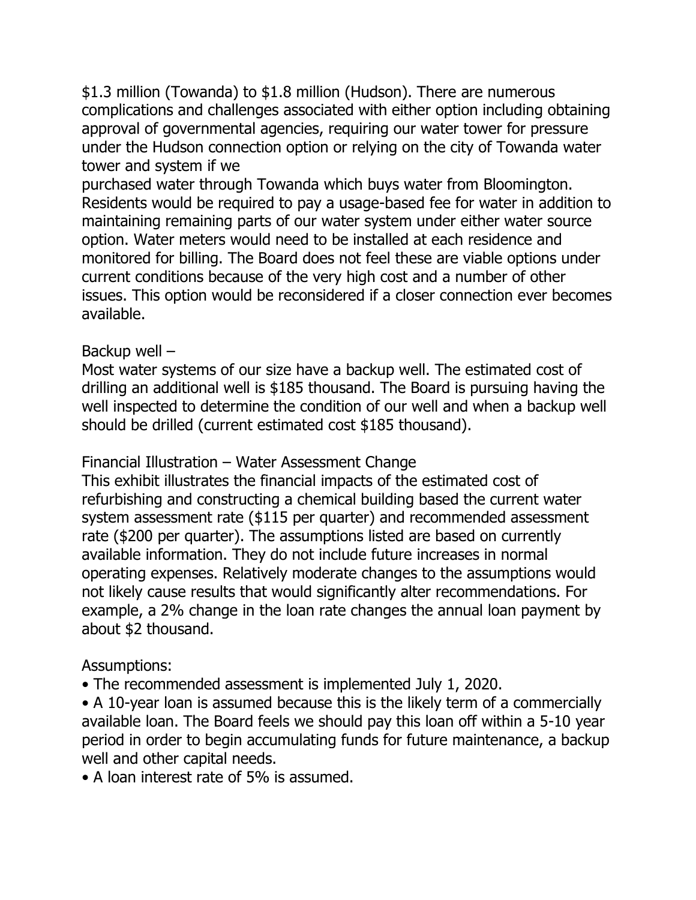$1.3 million (Towanda) to $1.8 million (Hudson). There are numerous complications and challenges associated with either option including obtaining approval of governmental agencies, requiring our water tower for pressure under the Hudson connection option or relying on the city of Towanda water tower and system if we purchased water through Towanda which buys water from Bloomington. Residents would be required to pay a usage-based fee for water in addition to maintaining remaining parts of our water system under either water source option. Water meters would need to be installed at each residence and monitored for billing. The Board does not feel these are viable options under current conditions because of the very high cost and a number of other issues. This option would be reconsidered if a closer connection ever becomes available.

Backup well –

Most water systems of our size have a backup well. The estimated cost of drilling an additional well is $185 thousand. The Board is pursuing having the well inspected to determine the condition of our well and when a backup well should be drilled (current estimated cost $185 thousand).

Financial Illustration – Water Assessment Change

This exhibit illustrates the financial impacts of the estimated cost of refurbishing and constructing a chemical building based the current water system assessment rate ($115 per quarter) and recommended assessment rate ($200 per quarter). The assumptions listed are based on currently available information. They do not include future increases in normal operating expenses. Relatively moderate changes to the assumptions would not likely cause results that would significantly alter recommendations. For example, a 2% change in the loan rate changes the annual loan payment by about $2 thousand.

Assumptions:

- The recommended assessment is implemented July 1, 2020.
- A 10-year loan is assumed because this is the likely term of a commercially available loan. The Board feels we should pay this loan off within a 5-10 year period in order to begin accumulating funds for future maintenance, a backup well and other capital needs.
- A loan interest rate of 5% is assumed.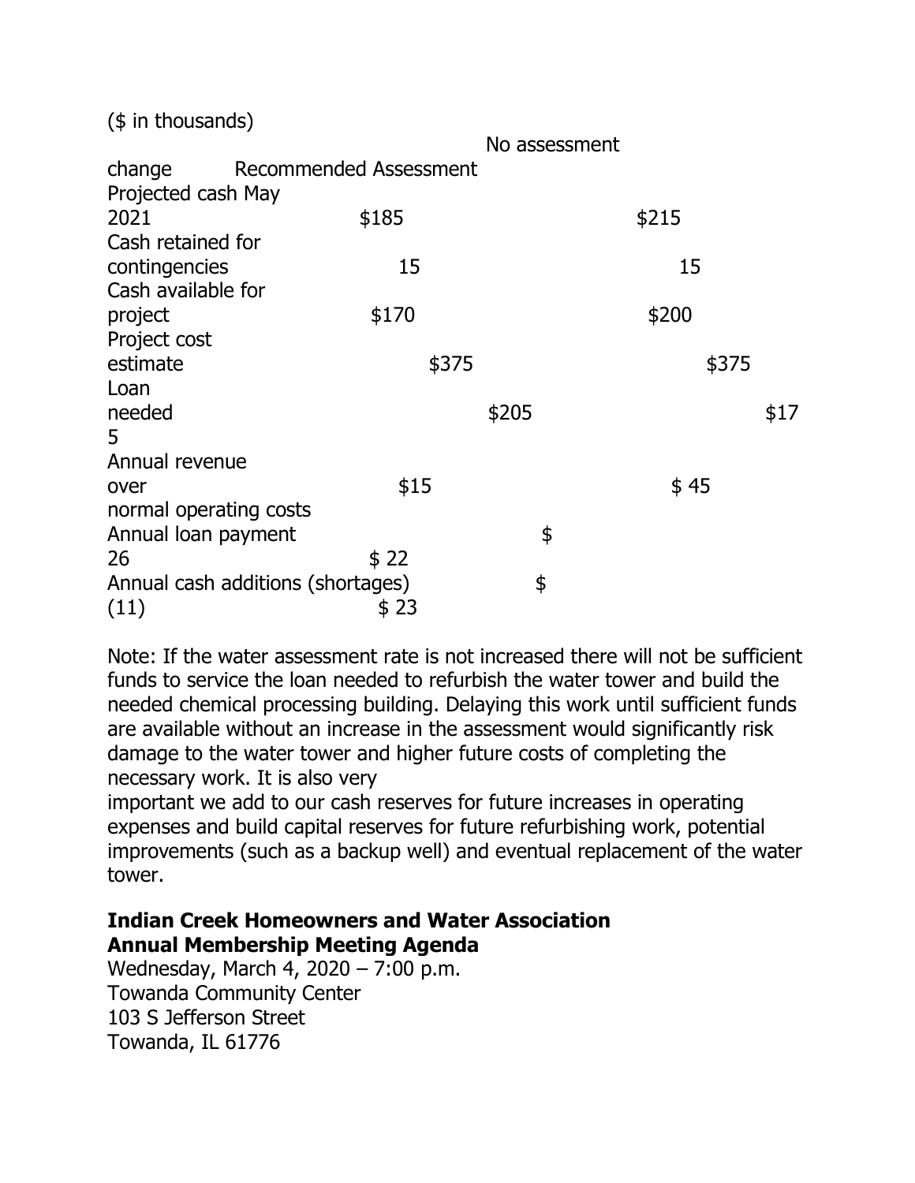($ in thousands)

| | No assessment change | Recommended Assessment |
|---|---|---|
| Projected cash May 2021 | $185 | $215 |
| Cash retained for contingencies | 15 | 15 |
| Cash available for project | $170 | $200 |
| Project cost estimate | $375 | $375 |
| Loan needed | $205 | $175 |
| Annual revenue over normal operating costs | $15 | $ 45 |
| Annual loan payment | $ 26 | $ 22 |
| Annual cash additions (shortages) | $ (11) | $ 23 |

Note: If the water assessment rate is not increased there will not be sufficient funds to service the loan needed to refurbish the water tower and build the needed chemical processing building. Delaying this work until sufficient funds are available without an increase in the assessment would significantly risk damage to the water tower and higher future costs of completing the necessary work. It is also very important we add to our cash reserves for future increases in operating expenses and build capital reserves for future refurbishing work, potential improvements (such as a backup well) and eventual replacement of the water tower.

**Indian Creek Homeowners and Water Association**
**Annual Membership Meeting Agenda**

Wednesday, March 4, 2020 – 7:00 p.m.
Towanda Community Center
103 S Jefferson Street
Towanda, IL 61776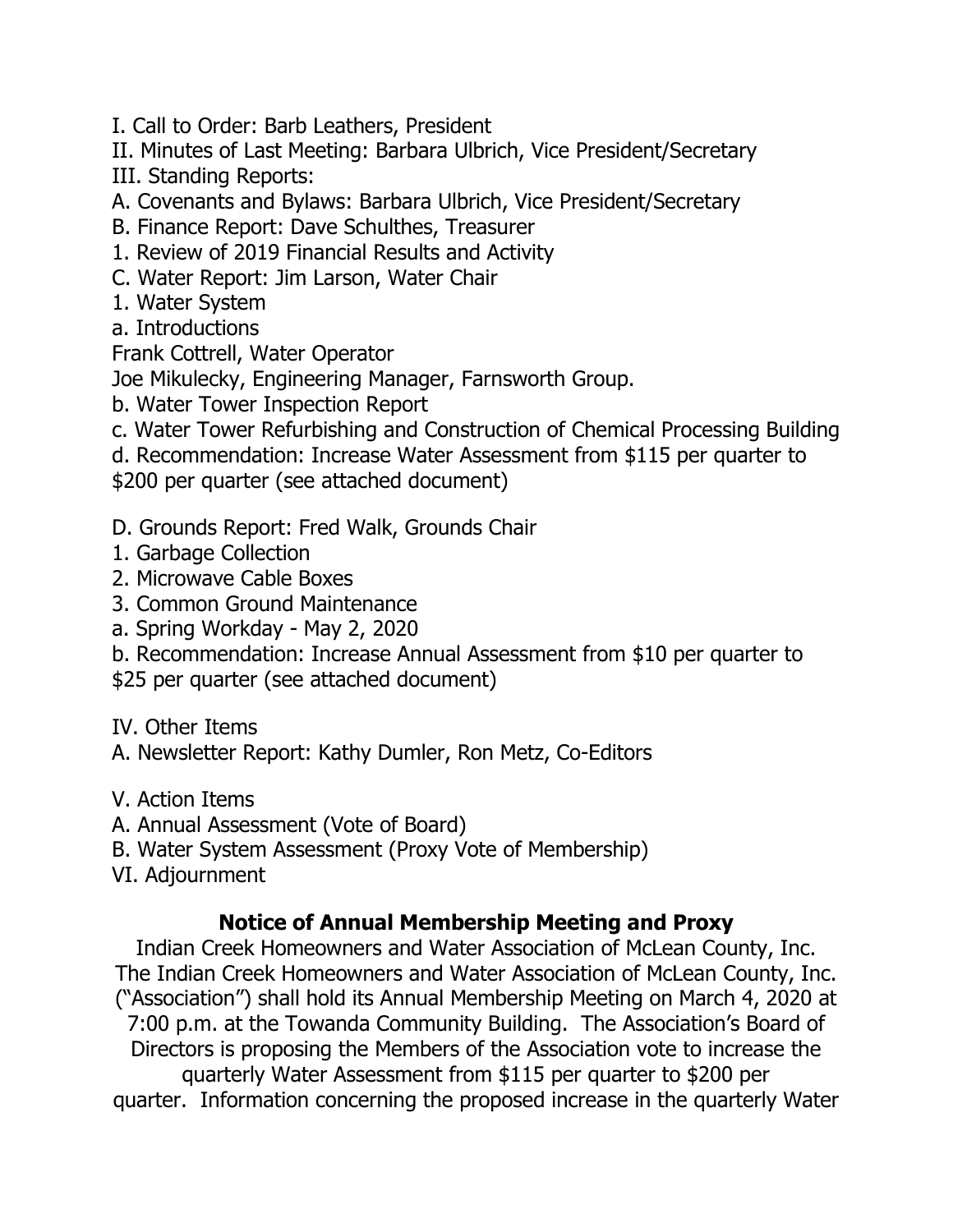I. Call to Order: Barb Leathers, President

II. Minutes of Last Meeting: Barbara Ulbrich, Vice President/Secretary

III. Standing Reports:

A. Covenants and Bylaws: Barbara Ulbrich, Vice President/Secretary

B. Finance Report: Dave Schulthes, Treasurer

1. Review of 2019 Financial Results and Activity

C. Water Report: Jim Larson, Water Chair

1. Water System

a. Introductions

Frank Cottrell, Water Operator

Joe Mikulecky, Engineering Manager, Farnsworth Group.

b. Water Tower Inspection Report

c. Water Tower Refurbishing and Construction of Chemical Processing Building

d. Recommendation: Increase Water Assessment from $115 per quarter to $200 per quarter (see attached document)

D. Grounds Report: Fred Walk, Grounds Chair

1. Garbage Collection

2. Microwave Cable Boxes

3. Common Ground Maintenance

a. Spring Workday - May 2, 2020

b. Recommendation: Increase Annual Assessment from $10 per quarter to $25 per quarter (see attached document)

IV. Other Items

A. Newsletter Report: Kathy Dumler, Ron Metz, Co-Editors

V. Action Items

A. Annual Assessment (Vote of Board)

B. Water System Assessment (Proxy Vote of Membership)

VI. Adjournment

## Notice of Annual Membership Meeting and Proxy

Indian Creek Homeowners and Water Association of McLean County, Inc.
The Indian Creek Homeowners and Water Association of McLean County, Inc. ("Association") shall hold its Annual Membership Meeting on March 4, 2020 at 7:00 p.m. at the Towanda Community Building. The Association's Board of Directors is proposing the Members of the Association vote to increase the quarterly Water Assessment from $115 per quarter to $200 per quarter. Information concerning the proposed increase in the quarterly Water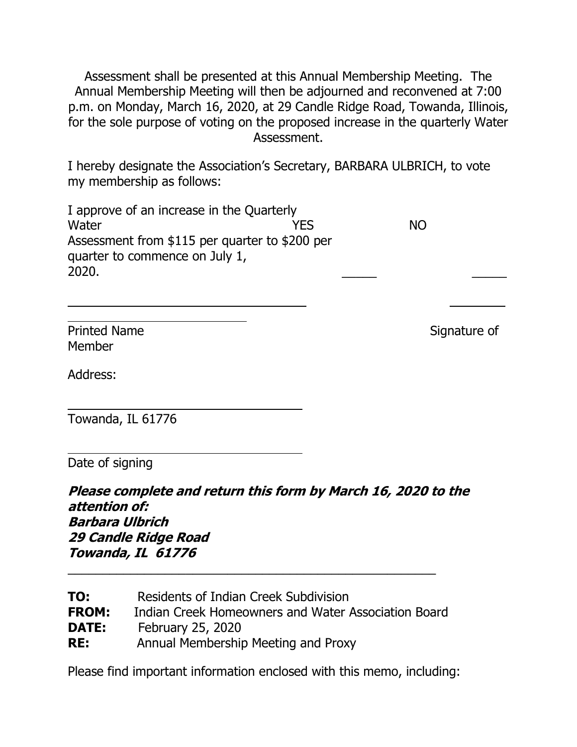Assessment shall be presented at this Annual Membership Meeting. The Annual Membership Meeting will then be adjourned and reconvened at 7:00 p.m. on Monday, March 16, 2020, at 29 Candle Ridge Road, Towanda, Illinois, for the sole purpose of voting on the proposed increase in the quarterly Water Assessment.

I hereby designate the Association's Secretary, BARBARA ULBRICH, to vote my membership as follows:

| | YES | NO |
|---|---|---|
| I approve of an increase in the Quarterly Water Assessment from $115 per quarter to $200 per quarter to commence on July 1, 2020. | _____ | _____ |

\_\_\_\_\_\_\_\_\_\_\_\_\_\_\_\_\_\_\_\_\_\_\_\_\_\_\_\_\_\_ \_\_\_\_\_\_\_\_

Printed Name Signature of Member

Address:

\_\_\_\_\_\_\_\_\_\_\_\_\_\_\_\_\_\_\_\_\_\_\_\_\_\_\_\_\_\_

Towanda, IL 61776

\_\_\_\_\_\_\_\_\_\_\_\_\_\_\_\_\_\_\_\_\_\_\_\_\_\_\_\_\_\_

Date of signing

***Please complete and return this form by March 16, 2020 to the attention of:***
***Barbara Ulbrich***
***29 Candle Ridge Road***
***Towanda, IL 61776***

---

**TO:** Residents of Indian Creek Subdivision
**FROM:** Indian Creek Homeowners and Water Association Board
**DATE:** February 25, 2020
**RE:** Annual Membership Meeting and Proxy

Please find important information enclosed with this memo, including: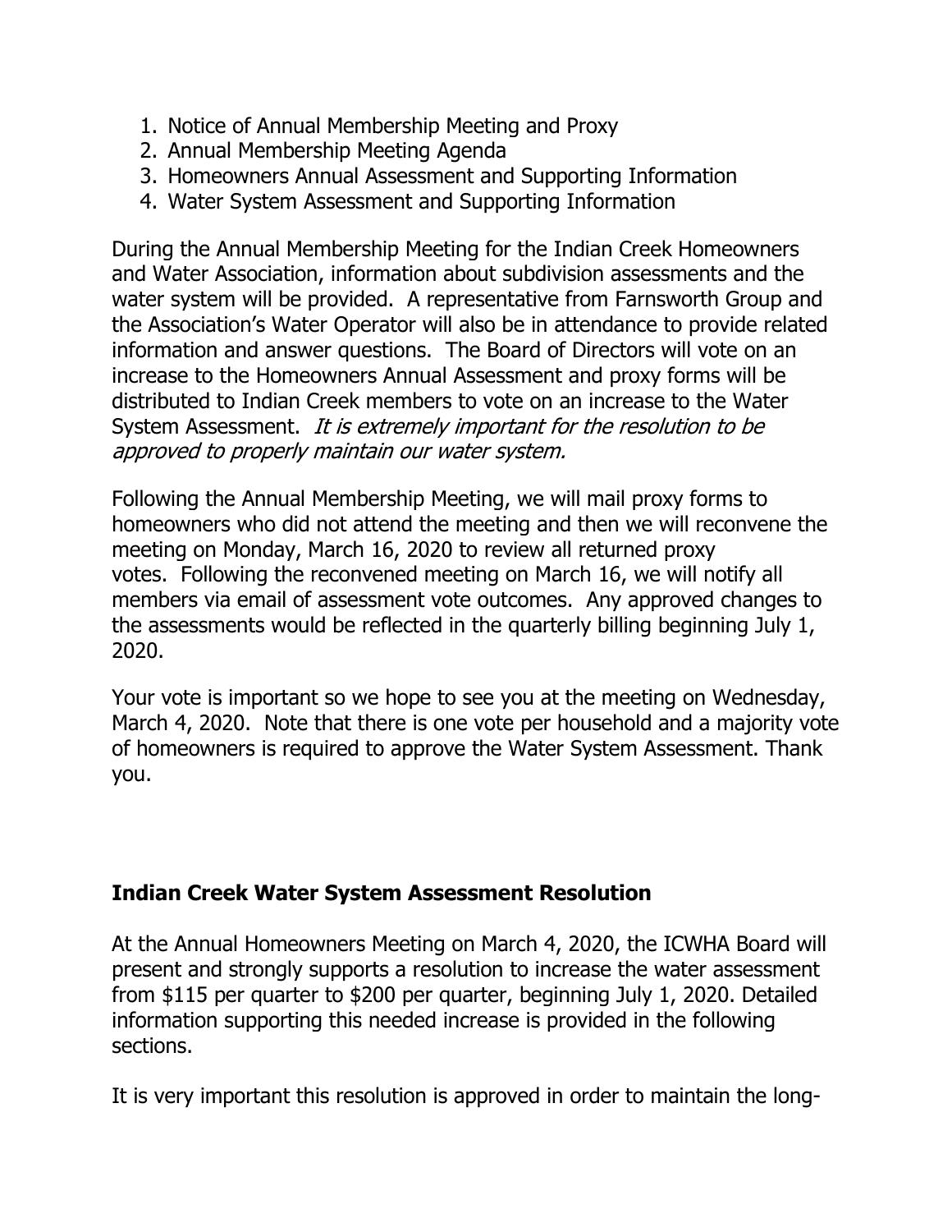1. Notice of Annual Membership Meeting and Proxy
2. Annual Membership Meeting Agenda
3. Homeowners Annual Assessment and Supporting Information
4. Water System Assessment and Supporting Information

During the Annual Membership Meeting for the Indian Creek Homeowners and Water Association, information about subdivision assessments and the water system will be provided. A representative from Farnsworth Group and the Association's Water Operator will also be in attendance to provide related information and answer questions. The Board of Directors will vote on an increase to the Homeowners Annual Assessment and proxy forms will be distributed to Indian Creek members to vote on an increase to the Water System Assessment. *It is extremely important for the resolution to be approved to properly maintain our water system.*

Following the Annual Membership Meeting, we will mail proxy forms to homeowners who did not attend the meeting and then we will reconvene the meeting on Monday, March 16, 2020 to review all returned proxy votes. Following the reconvened meeting on March 16, we will notify all members via email of assessment vote outcomes. Any approved changes to the assessments would be reflected in the quarterly billing beginning July 1, 2020.

Your vote is important so we hope to see you at the meeting on Wednesday, March 4, 2020. Note that there is one vote per household and a majority vote of homeowners is required to approve the Water System Assessment. Thank you.

**Indian Creek Water System Assessment Resolution**

At the Annual Homeowners Meeting on March 4, 2020, the ICWHA Board will present and strongly supports a resolution to increase the water assessment from $115 per quarter to $200 per quarter, beginning July 1, 2020. Detailed information supporting this needed increase is provided in the following sections.

It is very important this resolution is approved in order to maintain the long-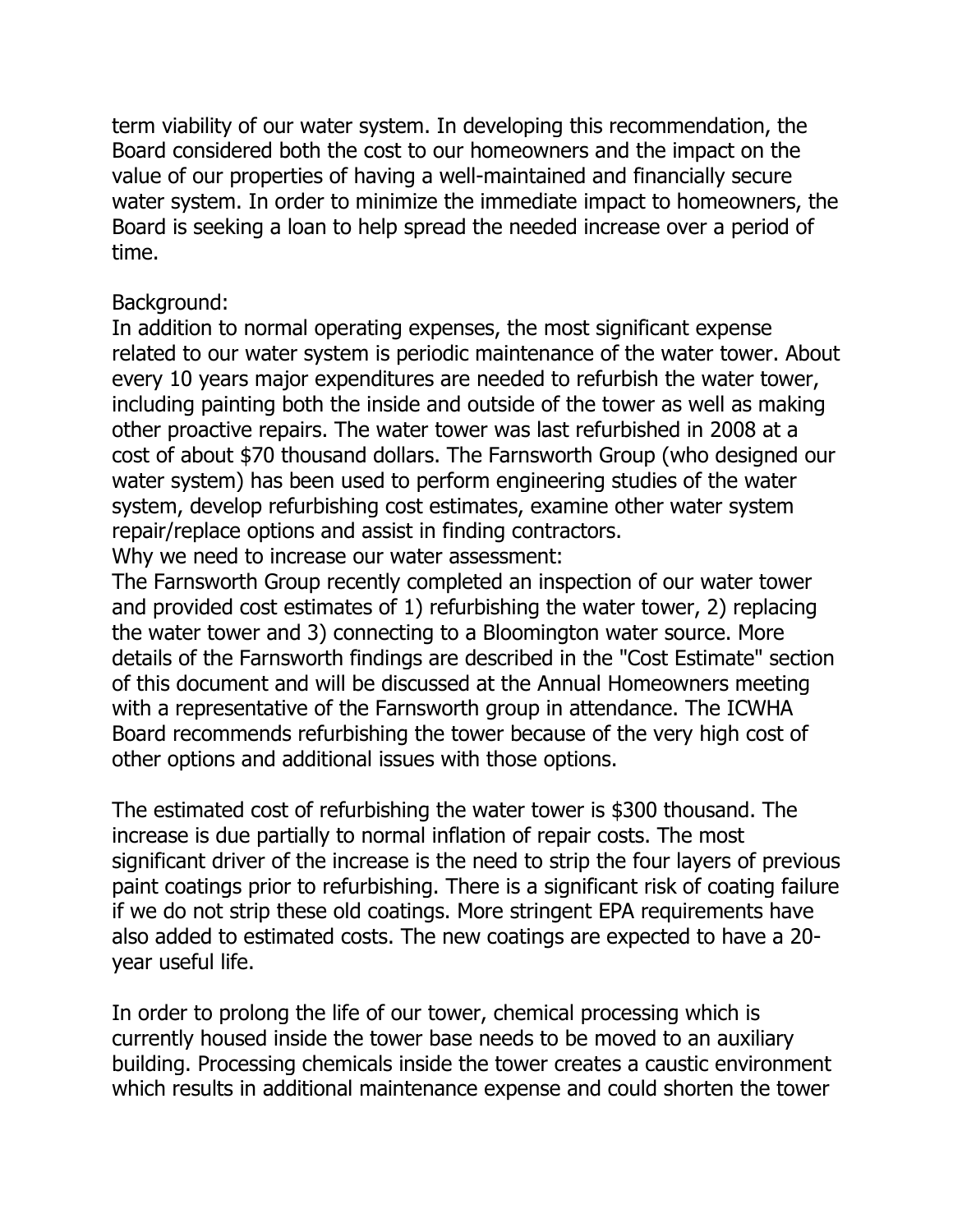term viability of our water system. In developing this recommendation, the Board considered both the cost to our homeowners and the impact on the value of our properties of having a well-maintained and financially secure water system. In order to minimize the immediate impact to homeowners, the Board is seeking a loan to help spread the needed increase over a period of time.

Background:

In addition to normal operating expenses, the most significant expense related to our water system is periodic maintenance of the water tower. About every 10 years major expenditures are needed to refurbish the water tower, including painting both the inside and outside of the tower as well as making other proactive repairs. The water tower was last refurbished in 2008 at a cost of about $70 thousand dollars. The Farnsworth Group (who designed our water system) has been used to perform engineering studies of the water system, develop refurbishing cost estimates, examine other water system repair/replace options and assist in finding contractors.

Why we need to increase our water assessment:

The Farnsworth Group recently completed an inspection of our water tower and provided cost estimates of 1) refurbishing the water tower, 2) replacing the water tower and 3) connecting to a Bloomington water source. More details of the Farnsworth findings are described in the "Cost Estimate" section of this document and will be discussed at the Annual Homeowners meeting with a representative of the Farnsworth group in attendance. The ICWHA Board recommends refurbishing the tower because of the very high cost of other options and additional issues with those options.

The estimated cost of refurbishing the water tower is $300 thousand. The increase is due partially to normal inflation of repair costs. The most significant driver of the increase is the need to strip the four layers of previous paint coatings prior to refurbishing. There is a significant risk of coating failure if we do not strip these old coatings. More stringent EPA requirements have also added to estimated costs. The new coatings are expected to have a 20-year useful life.

In order to prolong the life of our tower, chemical processing which is currently housed inside the tower base needs to be moved to an auxiliary building. Processing chemicals inside the tower creates a caustic environment which results in additional maintenance expense and could shorten the tower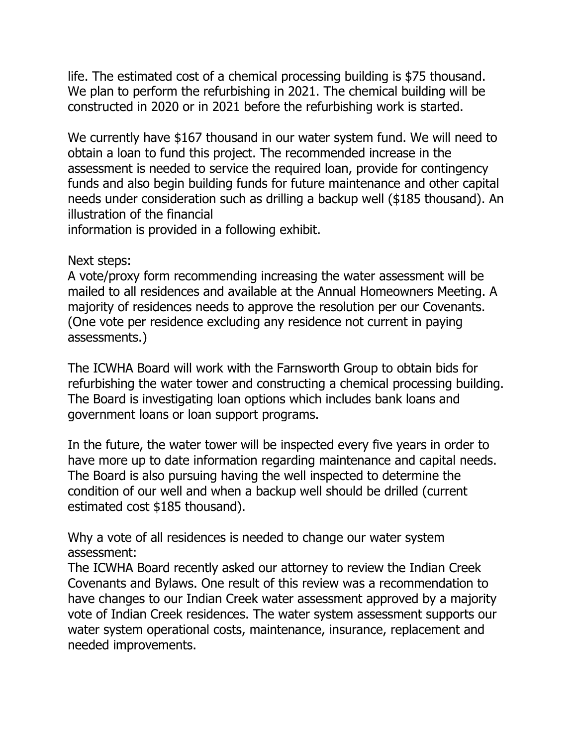life. The estimated cost of a chemical processing building is $75 thousand. We plan to perform the refurbishing in 2021. The chemical building will be constructed in 2020 or in 2021 before the refurbishing work is started.

We currently have $167 thousand in our water system fund. We will need to obtain a loan to fund this project. The recommended increase in the assessment is needed to service the required loan, provide for contingency funds and also begin building funds for future maintenance and other capital needs under consideration such as drilling a backup well ($185 thousand). An illustration of the financial information is provided in a following exhibit.

Next steps:
A vote/proxy form recommending increasing the water assessment will be mailed to all residences and available at the Annual Homeowners Meeting. A majority of residences needs to approve the resolution per our Covenants. (One vote per residence excluding any residence not current in paying assessments.)

The ICWHA Board will work with the Farnsworth Group to obtain bids for refurbishing the water tower and constructing a chemical processing building. The Board is investigating loan options which includes bank loans and government loans or loan support programs.

In the future, the water tower will be inspected every five years in order to have more up to date information regarding maintenance and capital needs. The Board is also pursuing having the well inspected to determine the condition of our well and when a backup well should be drilled (current estimated cost $185 thousand).

Why a vote of all residences is needed to change our water system assessment:
The ICWHA Board recently asked our attorney to review the Indian Creek Covenants and Bylaws. One result of this review was a recommendation to have changes to our Indian Creek water assessment approved by a majority vote of Indian Creek residences. The water system assessment supports our water system operational costs, maintenance, insurance, replacement and needed improvements.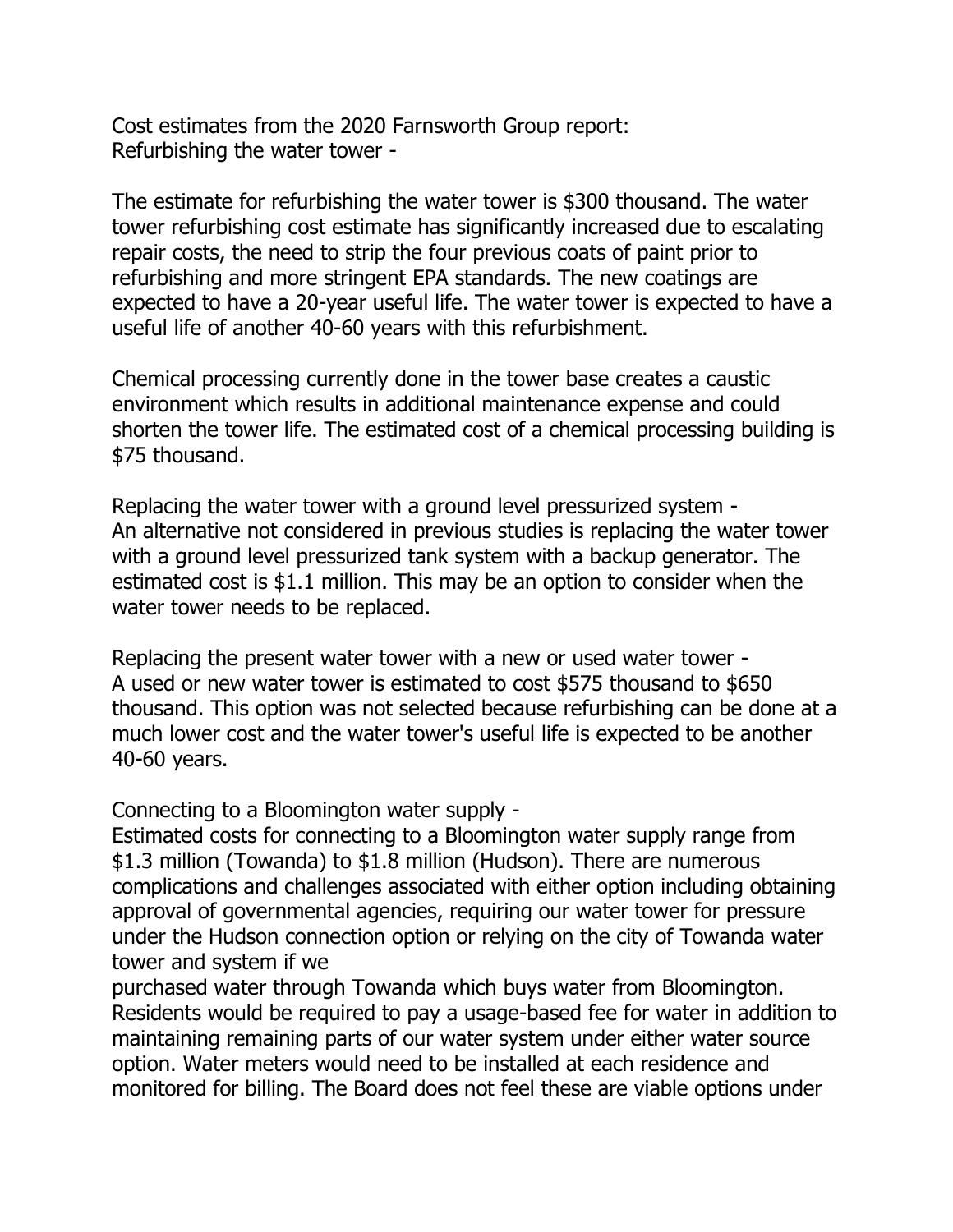Cost estimates from the 2020 Farnsworth Group report:
Refurbishing the water tower -

The estimate for refurbishing the water tower is $300 thousand. The water tower refurbishing cost estimate has significantly increased due to escalating repair costs, the need to strip the four previous coats of paint prior to refurbishing and more stringent EPA standards. The new coatings are expected to have a 20-year useful life. The water tower is expected to have a useful life of another 40-60 years with this refurbishment.

Chemical processing currently done in the tower base creates a caustic environment which results in additional maintenance expense and could shorten the tower life. The estimated cost of a chemical processing building is $75 thousand.

Replacing the water tower with a ground level pressurized system -
An alternative not considered in previous studies is replacing the water tower with a ground level pressurized tank system with a backup generator. The estimated cost is $1.1 million. This may be an option to consider when the water tower needs to be replaced.

Replacing the present water tower with a new or used water tower -
A used or new water tower is estimated to cost $575 thousand to $650 thousand. This option was not selected because refurbishing can be done at a much lower cost and the water tower's useful life is expected to be another 40-60 years.

Connecting to a Bloomington water supply -
Estimated costs for connecting to a Bloomington water supply range from $1.3 million (Towanda) to $1.8 million (Hudson). There are numerous complications and challenges associated with either option including obtaining approval of governmental agencies, requiring our water tower for pressure under the Hudson connection option or relying on the city of Towanda water tower and system if we purchased water through Towanda which buys water from Bloomington. Residents would be required to pay a usage-based fee for water in addition to maintaining remaining parts of our water system under either water source option. Water meters would need to be installed at each residence and monitored for billing. The Board does not feel these are viable options under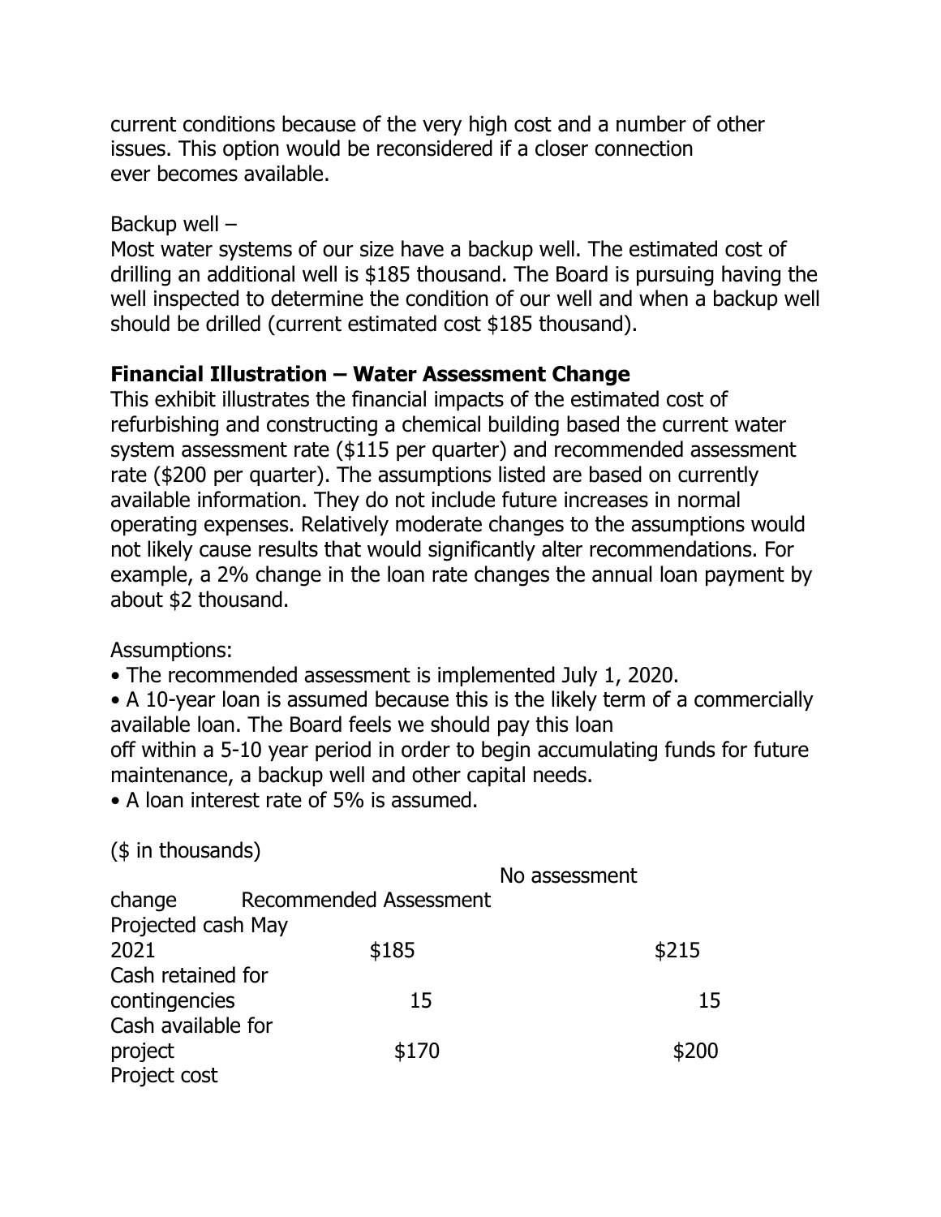current conditions because of the very high cost and a number of other issues. This option would be reconsidered if a closer connection ever becomes available.

Backup well –

Most water systems of our size have a backup well. The estimated cost of drilling an additional well is $185 thousand. The Board is pursuing having the well inspected to determine the condition of our well and when a backup well should be drilled (current estimated cost $185 thousand).

**Financial Illustration – Water Assessment Change**

This exhibit illustrates the financial impacts of the estimated cost of refurbishing and constructing a chemical building based the current water system assessment rate ($115 per quarter) and recommended assessment rate ($200 per quarter). The assumptions listed are based on currently available information. They do not include future increases in normal operating expenses. Relatively moderate changes to the assumptions would not likely cause results that would significantly alter recommendations. For example, a 2% change in the loan rate changes the annual loan payment by about $2 thousand.

Assumptions:

- The recommended assessment is implemented July 1, 2020.
- A 10-year loan is assumed because this is the likely term of a commercially available loan. The Board feels we should pay this loan off within a 5-10 year period in order to begin accumulating funds for future maintenance, a backup well and other capital needs.
- A loan interest rate of 5% is assumed.

($ in thousands)

| | No assessment change | Recommended Assessment |
|---|---|---|
| Projected cash May 2021 | $185 | $215 |
| Cash retained for contingencies | 15 | 15 |
| Cash available for project | $170 | $200 |
| Project cost | | |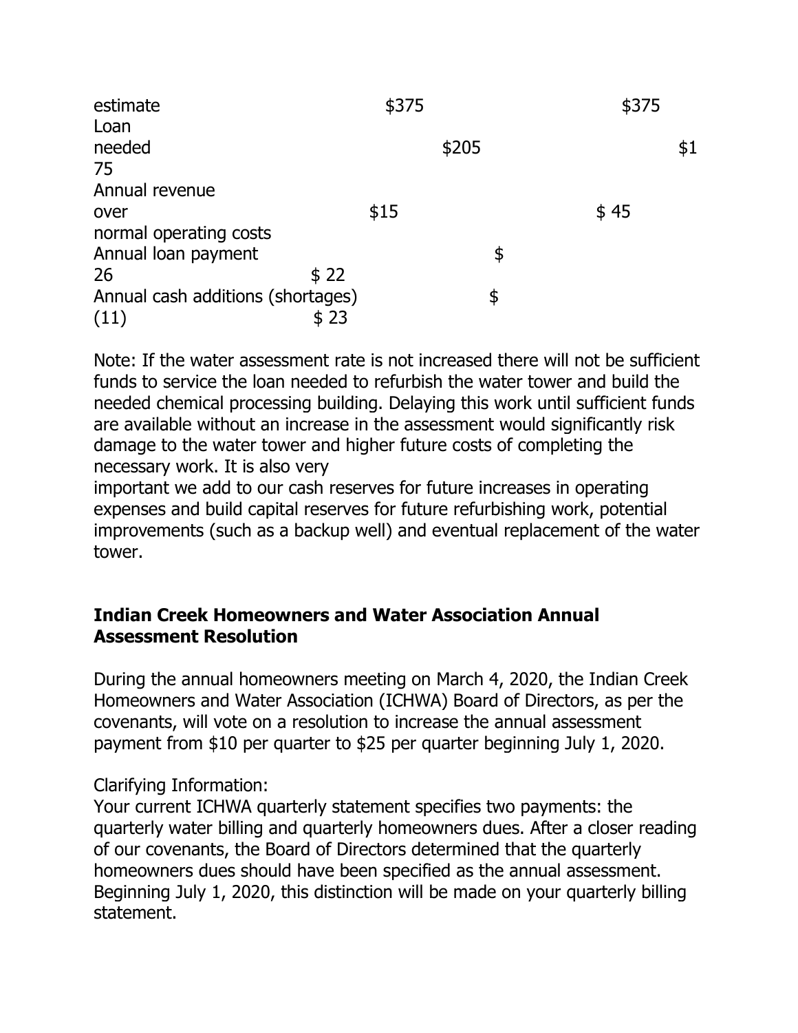| | | |
|---|---|---|
| estimate | $375 | $375 |
| Loan needed | $205 | $175 |
| Annual revenue over normal operating costs | $15 | $ 45 |
| Annual loan payment | $ 26 | $ 22 |
| Annual cash additions (shortages) | $ (11) | $ 23 |

Note: If the water assessment rate is not increased there will not be sufficient funds to service the loan needed to refurbish the water tower and build the needed chemical processing building. Delaying this work until sufficient funds are available without an increase in the assessment would significantly risk damage to the water tower and higher future costs of completing the necessary work. It is also very important we add to our cash reserves for future increases in operating expenses and build capital reserves for future refurbishing work, potential improvements (such as a backup well) and eventual replacement of the water tower.

## Indian Creek Homeowners and Water Association Annual Assessment Resolution

During the annual homeowners meeting on March 4, 2020, the Indian Creek Homeowners and Water Association (ICHWA) Board of Directors, as per the covenants, will vote on a resolution to increase the annual assessment payment from $10 per quarter to $25 per quarter beginning July 1, 2020.

Clarifying Information:
Your current ICHWA quarterly statement specifies two payments: the quarterly water billing and quarterly homeowners dues. After a closer reading of our covenants, the Board of Directors determined that the quarterly homeowners dues should have been specified as the annual assessment. Beginning July 1, 2020, this distinction will be made on your quarterly billing statement.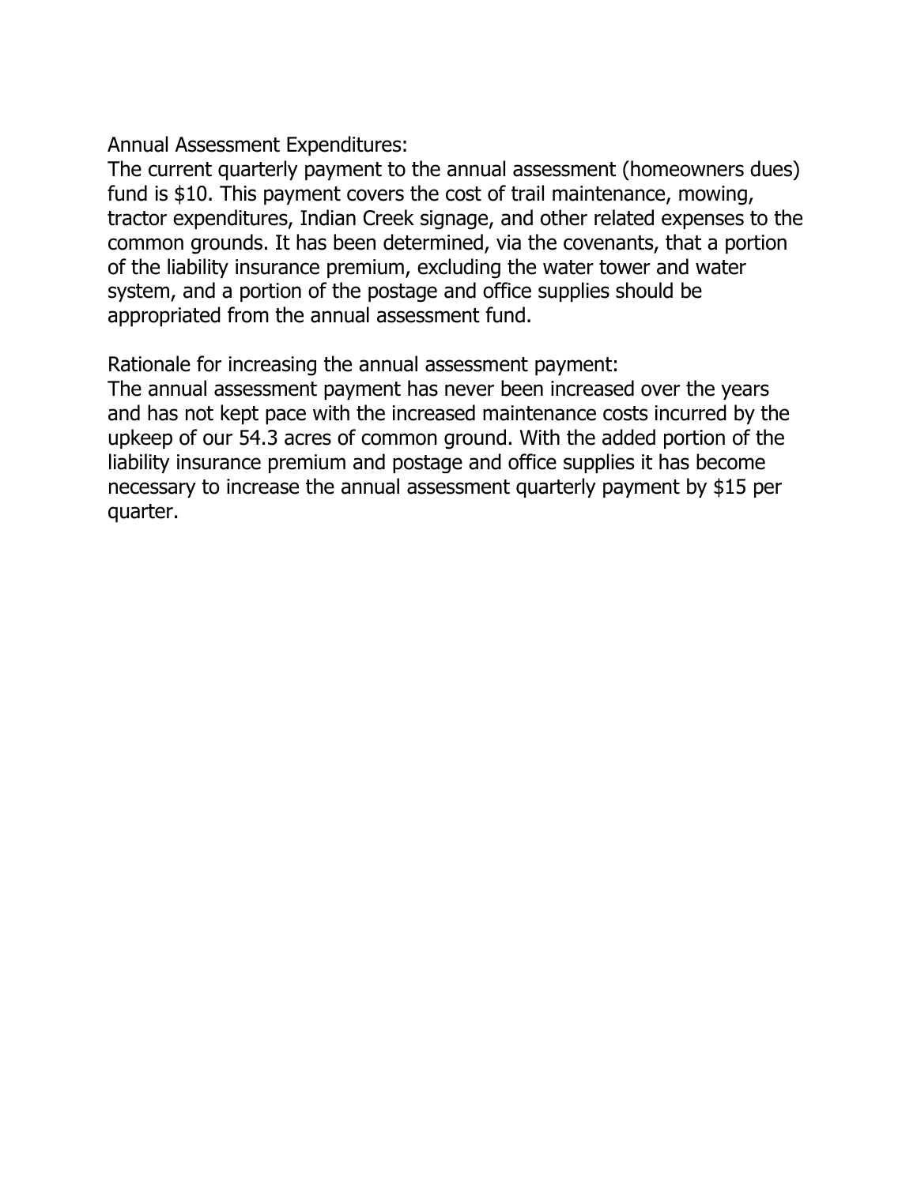Annual Assessment Expenditures:

The current quarterly payment to the annual assessment (homeowners dues) fund is $10. This payment covers the cost of trail maintenance, mowing, tractor expenditures, Indian Creek signage, and other related expenses to the common grounds. It has been determined, via the covenants, that a portion of the liability insurance premium, excluding the water tower and water system, and a portion of the postage and office supplies should be appropriated from the annual assessment fund.

Rationale for increasing the annual assessment payment:

The annual assessment payment has never been increased over the years and has not kept pace with the increased maintenance costs incurred by the upkeep of our 54.3 acres of common ground. With the added portion of the liability insurance premium and postage and office supplies it has become necessary to increase the annual assessment quarterly payment by $15 per quarter.